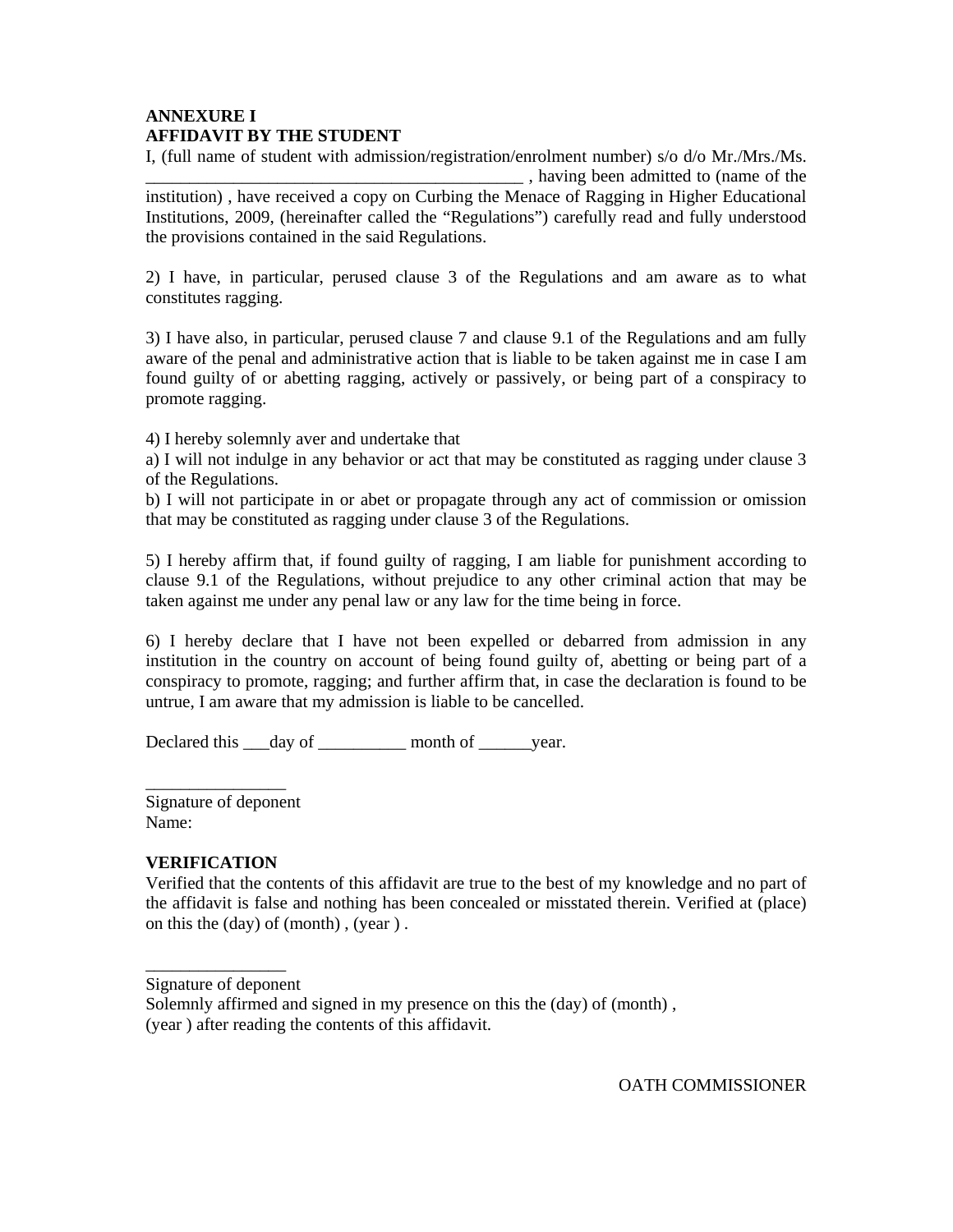**ANNEXURE I**
**AFFIDAVIT BY THE STUDENT**

I, (full name of student with admission/registration/enrolment number) s/o d/o Mr./Mrs./Ms. ___________________________________________ , having been admitted to (name of the institution) , have received a copy on Curbing the Menace of Ragging in Higher Educational Institutions, 2009, (hereinafter called the "Regulations") carefully read and fully understood the provisions contained in the said Regulations.

2) I have, in particular, perused clause 3 of the Regulations and am aware as to what constitutes ragging.

3) I have also, in particular, perused clause 7 and clause 9.1 of the Regulations and am fully aware of the penal and administrative action that is liable to be taken against me in case I am found guilty of or abetting ragging, actively or passively, or being part of a conspiracy to promote ragging.

4) I hereby solemnly aver and undertake that
a) I will not indulge in any behavior or act that may be constituted as ragging under clause 3 of the Regulations.
b) I will not participate in or abet or propagate through any act of commission or omission that may be constituted as ragging under clause 3 of the Regulations.

5) I hereby affirm that, if found guilty of ragging, I am liable for punishment according to clause 9.1 of the Regulations, without prejudice to any other criminal action that may be taken against me under any penal law or any law for the time being in force.

6) I hereby declare that I have not been expelled or debarred from admission in any institution in the country on account of being found guilty of, abetting or being part of a conspiracy to promote, ragging; and further affirm that, in case the declaration is found to be untrue, I am aware that my admission is liable to be cancelled.

Declared this ___day of __________ month of ______year.

________________
Signature of deponent
Name:

**VERIFICATION**

Verified that the contents of this affidavit are true to the best of my knowledge and no part of the affidavit is false and nothing has been concealed or misstated therein. Verified at (place) on this the (day) of (month) , (year ) .

________________
Signature of deponent
Solemnly affirmed and signed in my presence on this the (day) of (month) ,
(year ) after reading the contents of this affidavit.

OATH COMMISSIONER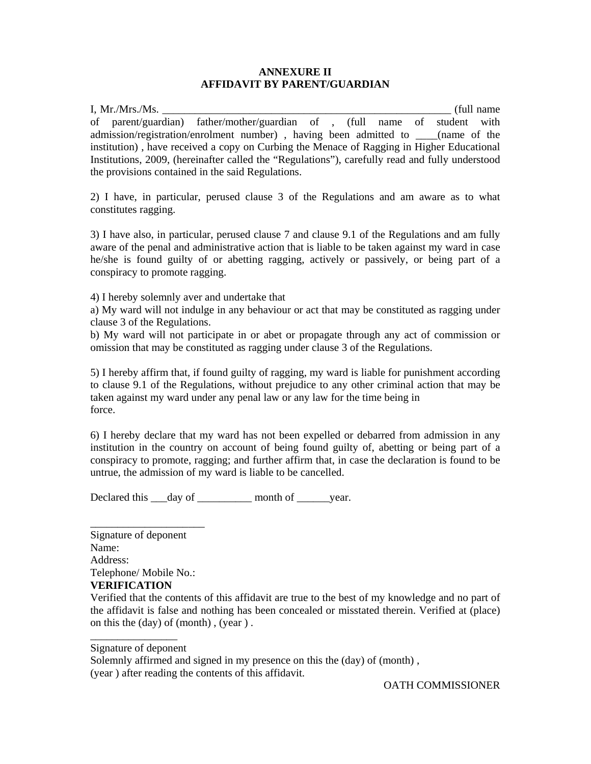**ANNEXURE II**
**AFFIDAVIT BY PARENT/GUARDIAN**

I, Mr./Mrs./Ms. _______________________________________________________ (full name of parent/guardian) father/mother/guardian of , (full name of student with admission/registration/enrolment number) , having been admitted to ____(name of the institution) , have received a copy on Curbing the Menace of Ragging in Higher Educational Institutions, 2009, (hereinafter called the "Regulations"), carefully read and fully understood the provisions contained in the said Regulations.

2) I have, in particular, perused clause 3 of the Regulations and am aware as to what constitutes ragging.

3) I have also, in particular, perused clause 7 and clause 9.1 of the Regulations and am fully aware of the penal and administrative action that is liable to be taken against my ward in case he/she is found guilty of or abetting ragging, actively or passively, or being part of a conspiracy to promote ragging.

4) I hereby solemnly aver and undertake that
a) My ward will not indulge in any behaviour or act that may be constituted as ragging under clause 3 of the Regulations.
b) My ward will not participate in or abet or propagate through any act of commission or omission that may be constituted as ragging under clause 3 of the Regulations.

5) I hereby affirm that, if found guilty of ragging, my ward is liable for punishment according to clause 9.1 of the Regulations, without prejudice to any other criminal action that may be taken against my ward under any penal law or any law for the time being in force.

6) I hereby declare that my ward has not been expelled or debarred from admission in any institution in the country on account of being found guilty of, abetting or being part of a conspiracy to promote, ragging; and further affirm that, in case the declaration is found to be untrue, the admission of my ward is liable to be cancelled.

Declared this ___day of __________ month of ______year.

____________________
Signature of deponent
Name:
Address:
Telephone/ Mobile No.:

**VERIFICATION**

Verified that the contents of this affidavit are true to the best of my knowledge and no part of the affidavit is false and nothing has been concealed or misstated therein. Verified at (place) on this the (day) of (month) , (year ) .

________________
Signature of deponent
Solemnly affirmed and signed in my presence on this the (day) of (month) ,
(year ) after reading the contents of this affidavit.

OATH COMMISSIONER